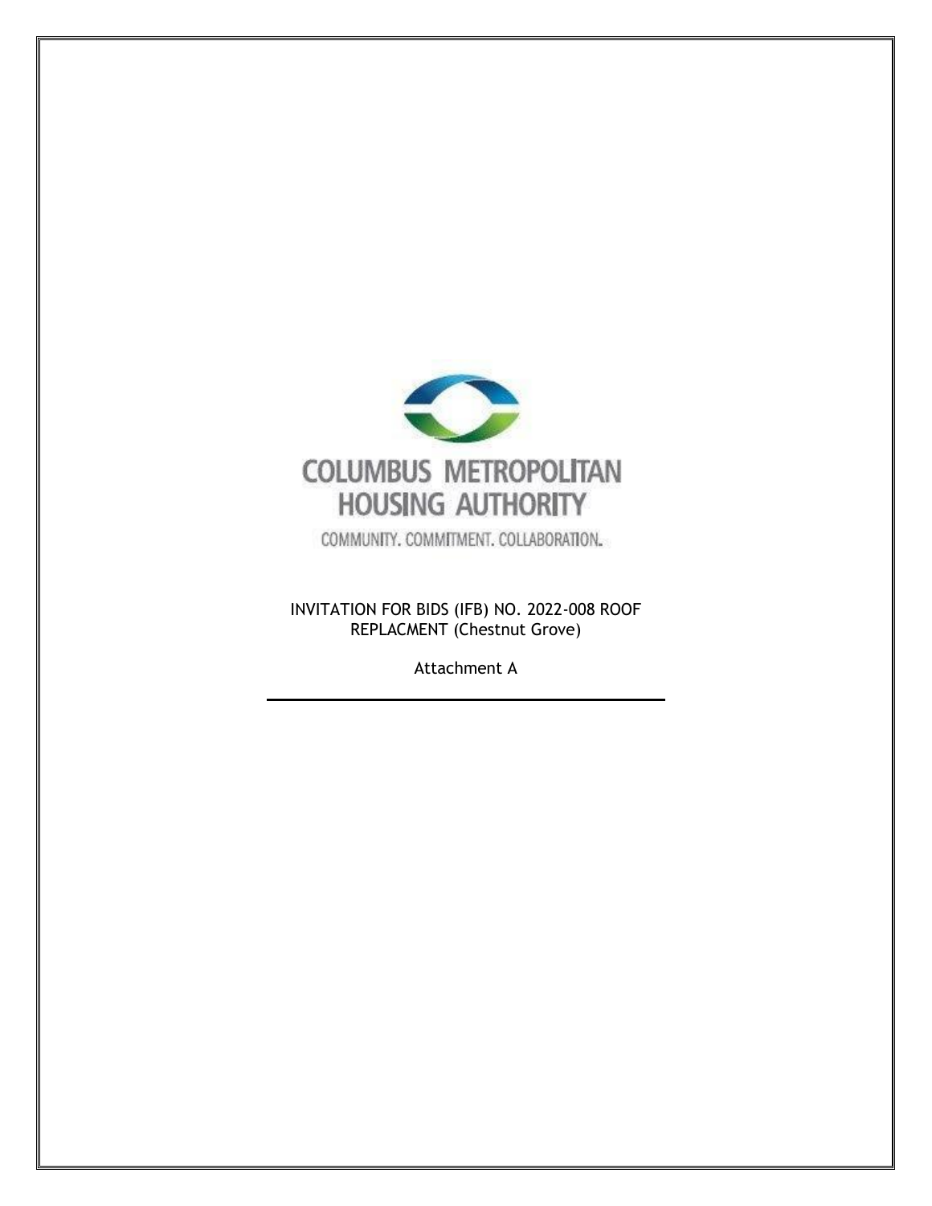COLUMBUS METROPOLITAN HOUSING AUTHORITY

COMMUNITY. COMMITMENT. COLLABORATION.

INVITATION FOR BIDS (IFB) NO. 2022-008 ROOF REPLACMENT (Chestnut Grove)

Attachment A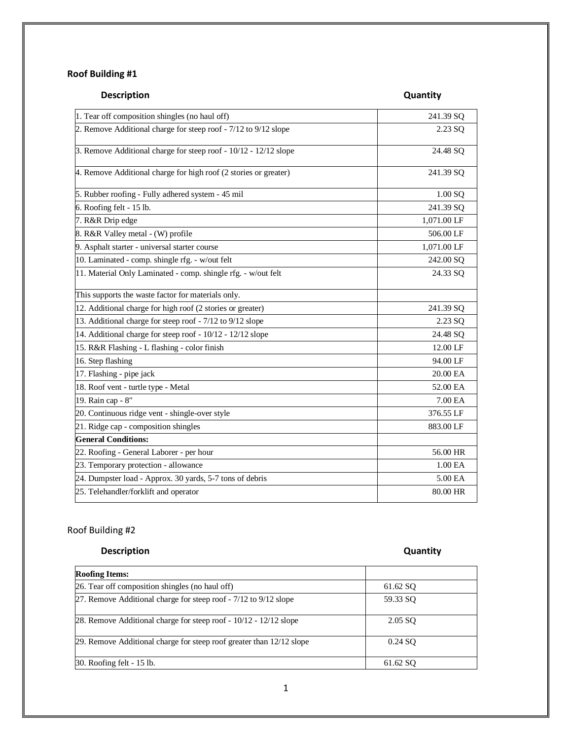### Roof Building #1

| Description | Quantity |
| --- | --- |
| 1. Tear off composition shingles (no haul off) | 241.39 SQ |
| 2. Remove Additional charge for steep roof - 7/12 to 9/12 slope | 2.23 SQ |
| 3. Remove Additional charge for steep roof - 10/12 - 12/12 slope | 24.48 SQ |
| 4. Remove Additional charge for high roof (2 stories or greater) | 241.39 SQ |
| 5. Rubber roofing - Fully adhered system - 45 mil | 1.00 SQ |
| 6. Roofing felt - 15 lb. | 241.39 SQ |
| 7. R&R Drip edge | 1,071.00 LF |
| 8. R&R Valley metal - (W) profile | 506.00 LF |
| 9. Asphalt starter - universal starter course | 1,071.00 LF |
| 10. Laminated - comp. shingle rfg. - w/out felt | 242.00 SQ |
| 11. Material Only Laminated - comp. shingle rfg. - w/out felt | 24.33 SQ |
| This supports the waste factor for materials only. | |
| 12. Additional charge for high roof (2 stories or greater) | 241.39 SQ |
| 13. Additional charge for steep roof - 7/12 to 9/12 slope | 2.23 SQ |
| 14. Additional charge for steep roof - 10/12 - 12/12 slope | 24.48 SQ |
| 15. R&R Flashing - L flashing - color finish | 12.00 LF |
| 16. Step flashing | 94.00 LF |
| 17. Flashing - pipe jack | 20.00 EA |
| 18. Roof vent - turtle type - Metal | 52.00 EA |
| 19. Rain cap - 8" | 7.00 EA |
| 20. Continuous ridge vent - shingle-over style | 376.55 LF |
| 21. Ridge cap - composition shingles | 883.00 LF |
| **General Conditions:** | |
| 22. Roofing - General Laborer - per hour | 56.00 HR |
| 23. Temporary protection - allowance | 1.00 EA |
| 24. Dumpster load - Approx. 30 yards, 5-7 tons of debris | 5.00 EA |
| 25. Telehandler/forklift and operator | 80.00 HR |

### Roof Building #2

| Description | Quantity |
| --- | --- |
| **Roofing Items:** | |
| 26. Tear off composition shingles (no haul off) | 61.62 SQ |
| 27. Remove Additional charge for steep roof - 7/12 to 9/12 slope | 59.33 SQ |
| 28. Remove Additional charge for steep roof - 10/12 - 12/12 slope | 2.05 SQ |
| 29. Remove Additional charge for steep roof greater than 12/12 slope | 0.24 SQ |
| 30. Roofing felt - 15 lb. | 61.62 SQ |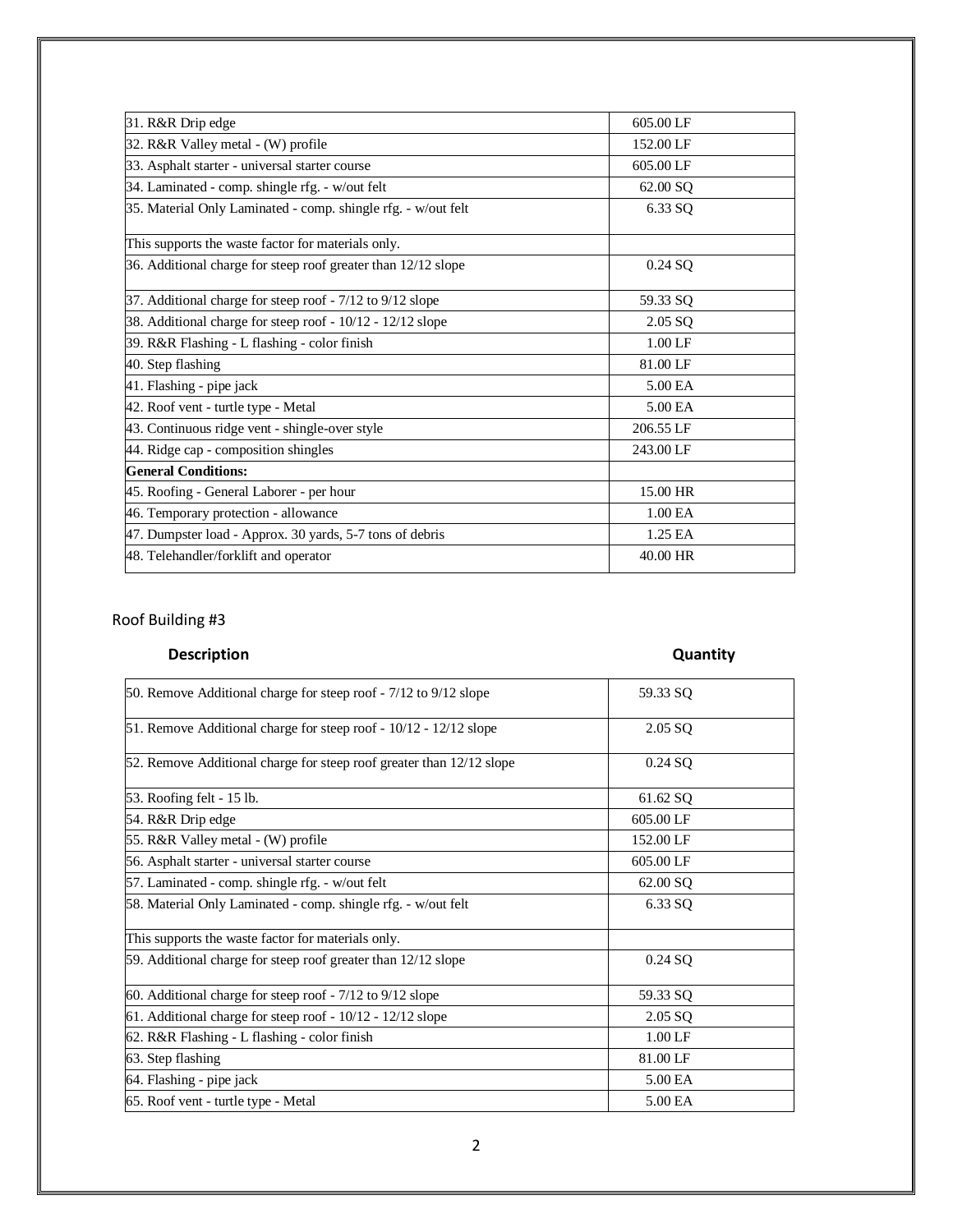| | |
|---|---|
| 31. R&R Drip edge | 605.00 LF |
| 32. R&R Valley metal - (W) profile | 152.00 LF |
| 33. Asphalt starter - universal starter course | 605.00 LF |
| 34. Laminated - comp. shingle rfg. - w/out felt | 62.00 SQ |
| 35. Material Only Laminated - comp. shingle rfg. - w/out felt | 6.33 SQ |
| This supports the waste factor for materials only. | |
| 36. Additional charge for steep roof greater than 12/12 slope | 0.24 SQ |
| 37. Additional charge for steep roof - 7/12 to 9/12 slope | 59.33 SQ |
| 38. Additional charge for steep roof - 10/12 - 12/12 slope | 2.05 SQ |
| 39. R&R Flashing - L flashing - color finish | 1.00 LF |
| 40. Step flashing | 81.00 LF |
| 41. Flashing - pipe jack | 5.00 EA |
| 42. Roof vent - turtle type - Metal | 5.00 EA |
| 43. Continuous ridge vent - shingle-over style | 206.55 LF |
| 44. Ridge cap - composition shingles | 243.00 LF |
| **General Conditions:** | |
| 45. Roofing - General Laborer - per hour | 15.00 HR |
| 46. Temporary protection - allowance | 1.00 EA |
| 47. Dumpster load - Approx. 30 yards, 5-7 tons of debris | 1.25 EA |
| 48. Telehandler/forklift and operator | 40.00 HR |

Roof Building #3

| Description | Quantity |
|---|---|
| 50. Remove Additional charge for steep roof - 7/12 to 9/12 slope | 59.33 SQ |
| 51. Remove Additional charge for steep roof - 10/12 - 12/12 slope | 2.05 SQ |
| 52. Remove Additional charge for steep roof greater than 12/12 slope | 0.24 SQ |
| 53. Roofing felt - 15 lb. | 61.62 SQ |
| 54. R&R Drip edge | 605.00 LF |
| 55. R&R Valley metal - (W) profile | 152.00 LF |
| 56. Asphalt starter - universal starter course | 605.00 LF |
| 57. Laminated - comp. shingle rfg. - w/out felt | 62.00 SQ |
| 58. Material Only Laminated - comp. shingle rfg. - w/out felt | 6.33 SQ |
| This supports the waste factor for materials only. | |
| 59. Additional charge for steep roof greater than 12/12 slope | 0.24 SQ |
| 60. Additional charge for steep roof - 7/12 to 9/12 slope | 59.33 SQ |
| 61. Additional charge for steep roof - 10/12 - 12/12 slope | 2.05 SQ |
| 62. R&R Flashing - L flashing - color finish | 1.00 LF |
| 63. Step flashing | 81.00 LF |
| 64. Flashing - pipe jack | 5.00 EA |
| 65. Roof vent - turtle type - Metal | 5.00 EA |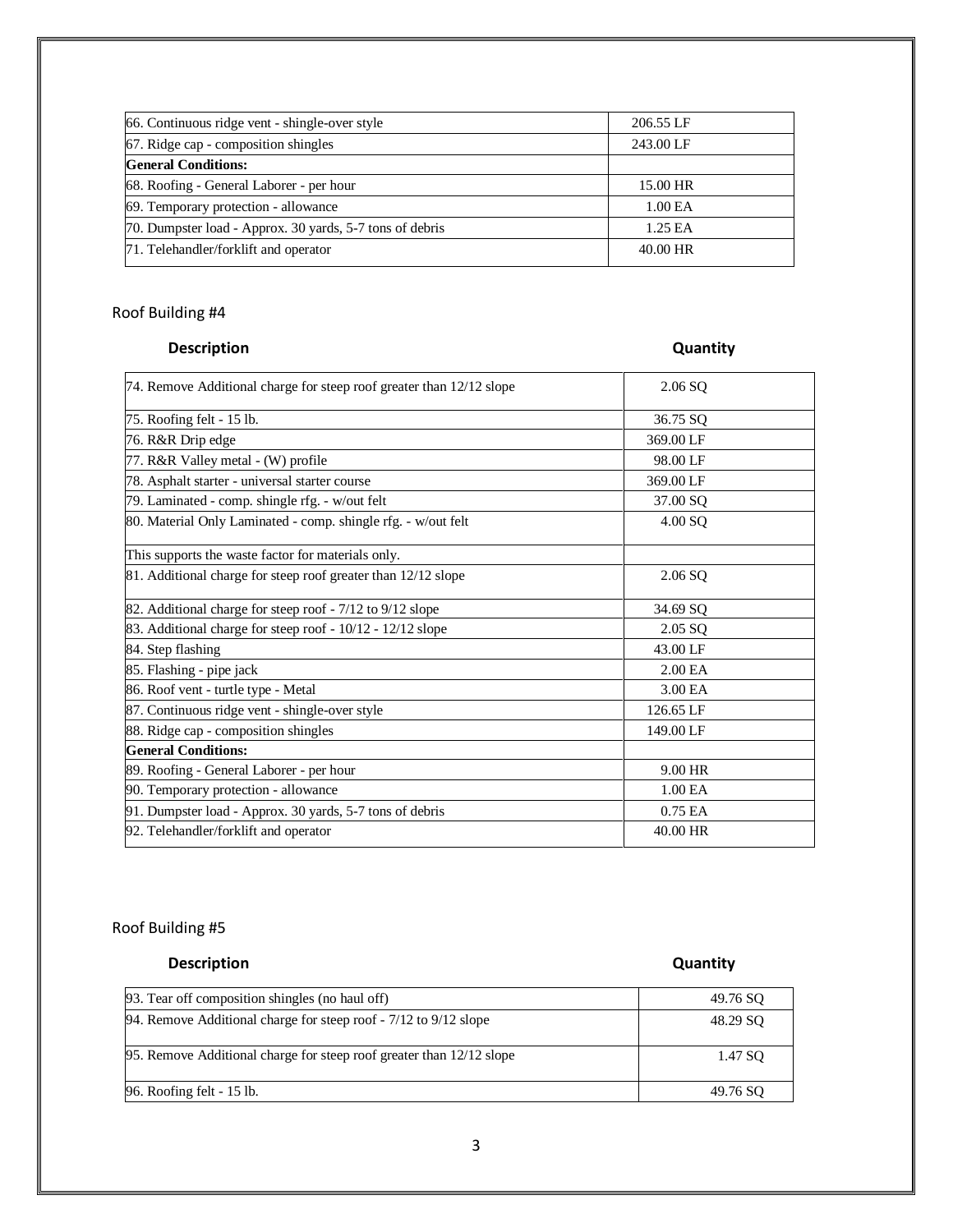| | |
|---|---|
| 66. Continuous ridge vent - shingle-over style | 206.55 LF |
| 67. Ridge cap - composition shingles | 243.00 LF |
| **General Conditions:** | |
| 68. Roofing - General Laborer - per hour | 15.00 HR |
| 69. Temporary protection - allowance | 1.00 EA |
| 70. Dumpster load - Approx. 30 yards, 5-7 tons of debris | 1.25 EA |
| 71. Telehandler/forklift and operator | 40.00 HR |

Roof Building #4

| Description | Quantity |
|---|---|
| 74. Remove Additional charge for steep roof greater than 12/12 slope | 2.06 SQ |
| 75. Roofing felt - 15 lb. | 36.75 SQ |
| 76. R&R Drip edge | 369.00 LF |
| 77. R&R Valley metal - (W) profile | 98.00 LF |
| 78. Asphalt starter - universal starter course | 369.00 LF |
| 79. Laminated - comp. shingle rfg. - w/out felt | 37.00 SQ |
| 80. Material Only Laminated - comp. shingle rfg. - w/out felt | 4.00 SQ |
| This supports the waste factor for materials only. | |
| 81. Additional charge for steep roof greater than 12/12 slope | 2.06 SQ |
| 82. Additional charge for steep roof - 7/12 to 9/12 slope | 34.69 SQ |
| 83. Additional charge for steep roof - 10/12 - 12/12 slope | 2.05 SQ |
| 84. Step flashing | 43.00 LF |
| 85. Flashing - pipe jack | 2.00 EA |
| 86. Roof vent - turtle type - Metal | 3.00 EA |
| 87. Continuous ridge vent - shingle-over style | 126.65 LF |
| 88. Ridge cap - composition shingles | 149.00 LF |
| **General Conditions:** | |
| 89. Roofing - General Laborer - per hour | 9.00 HR |
| 90. Temporary protection - allowance | 1.00 EA |
| 91. Dumpster load - Approx. 30 yards, 5-7 tons of debris | 0.75 EA |
| 92. Telehandler/forklift and operator | 40.00 HR |

Roof Building #5

| Description | Quantity |
|---|---|
| 93. Tear off composition shingles (no haul off) | 49.76 SQ |
| 94. Remove Additional charge for steep roof - 7/12 to 9/12 slope | 48.29 SQ |
| 95. Remove Additional charge for steep roof greater than 12/12 slope | 1.47 SQ |
| 96. Roofing felt - 15 lb. | 49.76 SQ |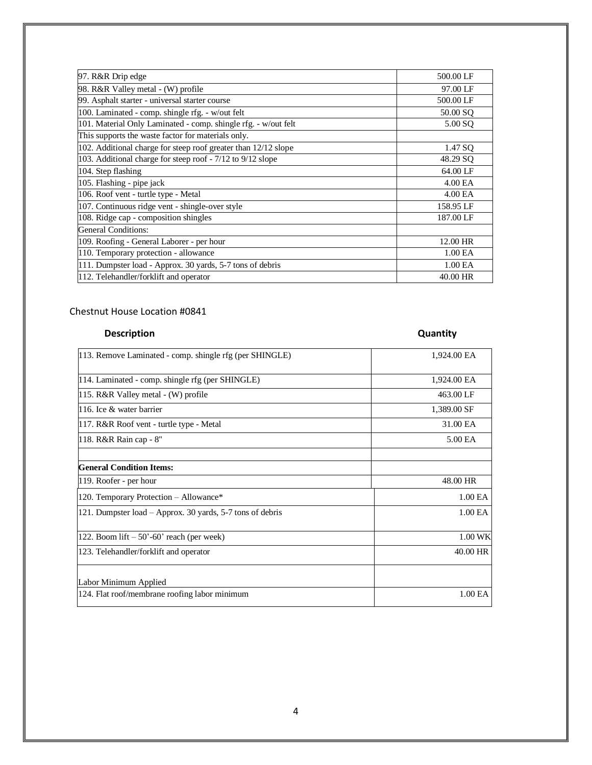| | |
|---|---|
| 97. R&R Drip edge | 500.00 LF |
| 98. R&R Valley metal - (W) profile | 97.00 LF |
| 99. Asphalt starter - universal starter course | 500.00 LF |
| 100. Laminated - comp. shingle rfg. - w/out felt | 50.00 SQ |
| 101. Material Only Laminated - comp. shingle rfg. - w/out felt | 5.00 SQ |
| This supports the waste factor for materials only. | |
| 102. Additional charge for steep roof greater than 12/12 slope | 1.47 SQ |
| 103. Additional charge for steep roof - 7/12 to 9/12 slope | 48.29 SQ |
| 104. Step flashing | 64.00 LF |
| 105. Flashing - pipe jack | 4.00 EA |
| 106. Roof vent - turtle type - Metal | 4.00 EA |
| 107. Continuous ridge vent - shingle-over style | 158.95 LF |
| 108. Ridge cap - composition shingles | 187.00 LF |
| General Conditions: | |
| 109. Roofing - General Laborer - per hour | 12.00 HR |
| 110. Temporary protection - allowance | 1.00 EA |
| 111. Dumpster load - Approx. 30 yards, 5-7 tons of debris | 1.00 EA |
| 112. Telehandler/forklift and operator | 40.00 HR |

Chestnut House Location #0841

| **Description** | **Quantity** |
|---|---|
| 113. Remove Laminated - comp. shingle rfg (per SHINGLE) | 1,924.00 EA |
| 114. Laminated - comp. shingle rfg (per SHINGLE) | 1,924.00 EA |
| 115. R&R Valley metal - (W) profile | 463.00 LF |
| 116. Ice & water barrier | 1,389.00 SF |
| 117. R&R Roof vent - turtle type - Metal | 31.00 EA |
| 118. R&R Rain cap - 8" | 5.00 EA |
| | |
| **General Condition Items:** | |
| 119. Roofer - per hour | 48.00 HR |
| 120. Temporary Protection – Allowance* | 1.00 EA |
| 121. Dumpster load – Approx. 30 yards, 5-7 tons of debris | 1.00 EA |
| 122. Boom lift – 50'-60' reach (per week) | 1.00 WK |
| 123. Telehandler/forklift and operator | 40.00 HR |
| Labor Minimum Applied | |
| 124. Flat roof/membrane roofing labor minimum | 1.00 EA |